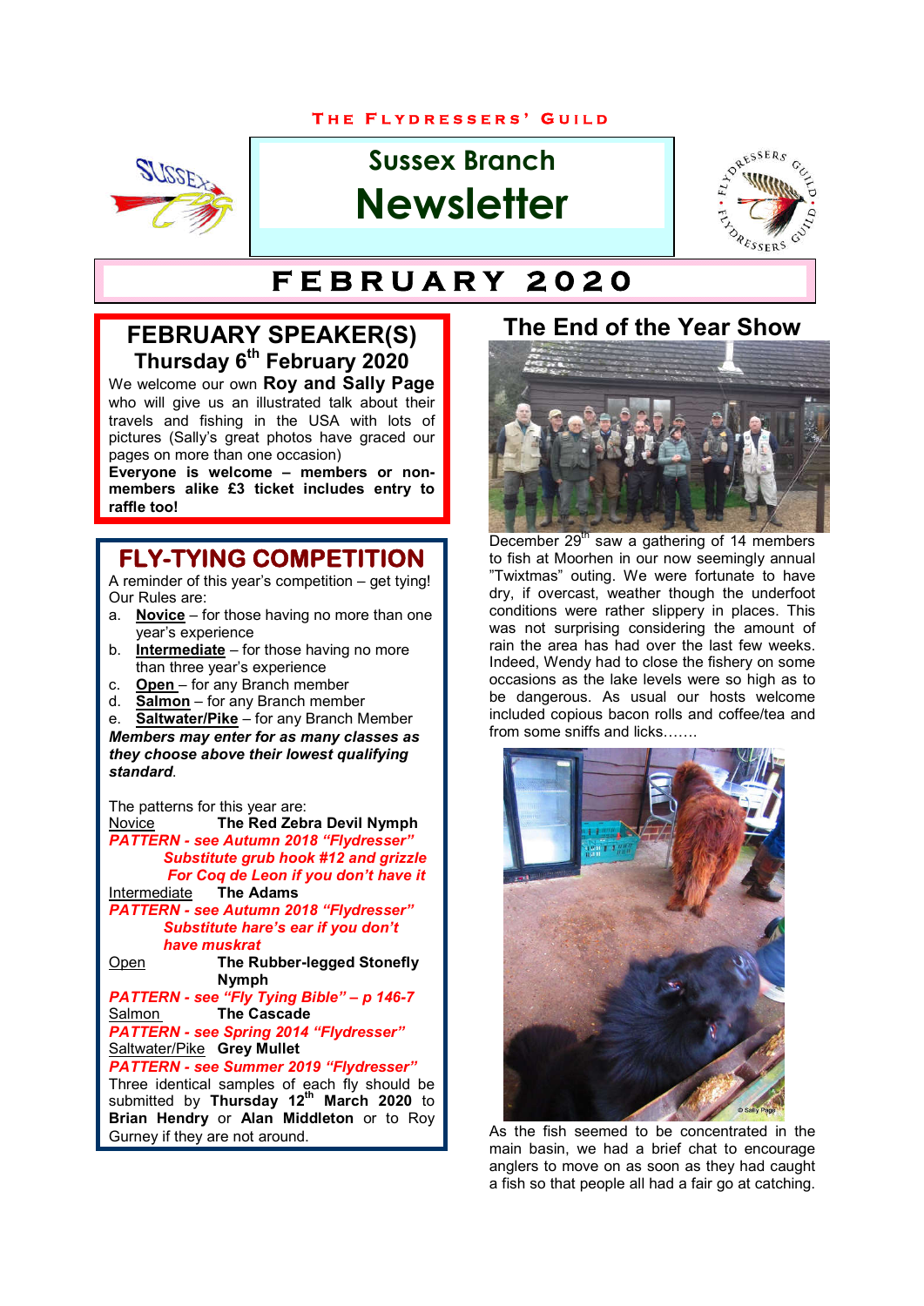THE FLYDRESSERS' GUILD

# Sussex Branch Newsletter

## FEBRUARY 2020

## FEBRUARY SPEAKER(S)

### Thursday 6th February 2020

We welcome our own **Roy and Sally Page** who will give us an illustrated talk about their travels and fishing in the USA with lots of pictures (Sally's great photos have graced our pages on more than one occasion)

**Everyone is welcome – members or non-members alike £3 ticket includes entry to raffle too!**

## FLY-TYING COMPETITION

A reminder of this year's competition – get tying!

Our Rules are:

a. **Novice** – for those having no more than one year's experience
b. **Intermediate** – for those having no more than three year's experience
c. **Open** – for any Branch member
d. **Salmon** – for any Branch member
e. **Saltwater/Pike** – for any Branch Member

***Members may enter for as many classes as they choose above their lowest qualifying standard***.

The patterns for this year are:

Novice **The Red Zebra Devil Nymph**

***PATTERN - see Autumn 2018 "Flydresser"***
***Substitute grub hook #12 and grizzle For Coq de Leon if you don't have it***

Intermediate **The Adams**

***PATTERN - see Autumn 2018 "Flydresser"***
***Substitute hare's ear if you don't have muskrat***

Open **The Rubber-legged Stonefly Nymph**

***PATTERN - see "Fly Tying Bible" – p 146-7***

Salmon **The Cascade**

***PATTERN - see Spring 2014 "Flydresser"***

Saltwater/Pike **Grey Mullet**

***PATTERN - see Summer 2019 "Flydresser"***

Three identical samples of each fly should be submitted by **Thursday 12th March 2020** to **Brian Hendry** or **Alan Middleton** or to Roy Gurney if they are not around.

## The End of the Year Show

December 29th saw a gathering of 14 members to fish at Moorhen in our now seemingly annual "Twixtmas" outing. We were fortunate to have dry, if overcast, weather though the underfoot conditions were rather slippery in places. This was not surprising considering the amount of rain the area has had over the last few weeks. Indeed, Wendy had to close the fishery on some occasions as the lake levels were so high as to be dangerous. As usual our hosts welcome included copious bacon rolls and coffee/tea and from some sniffs and licks…….

© Sally Page

As the fish seemed to be concentrated in the main basin, we had a brief chat to encourage anglers to move on as soon as they had caught a fish so that people all had a fair go at catching.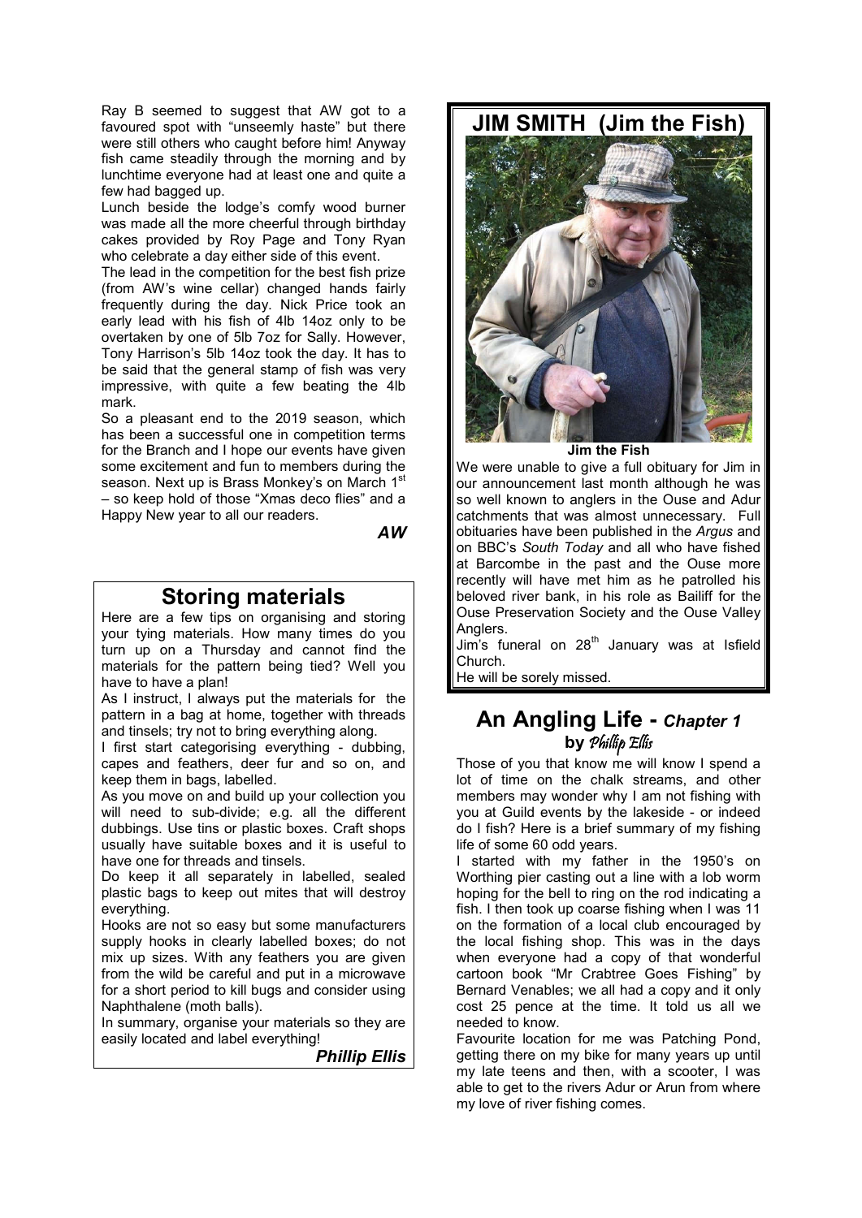Ray B seemed to suggest that AW got to a favoured spot with "unseemly haste" but there were still others who caught before him! Anyway fish came steadily through the morning and by lunchtime everyone had at least one and quite a few had bagged up.

Lunch beside the lodge's comfy wood burner was made all the more cheerful through birthday cakes provided by Roy Page and Tony Ryan who celebrate a day either side of this event.

The lead in the competition for the best fish prize (from AW's wine cellar) changed hands fairly frequently during the day. Nick Price took an early lead with his fish of 4lb 14oz only to be overtaken by one of 5lb 7oz for Sally. However, Tony Harrison's 5lb 14oz took the day. It has to be said that the general stamp of fish was very impressive, with quite a few beating the 4lb mark.

So a pleasant end to the 2019 season, which has been a successful one in competition terms for the Branch and I hope our events have given some excitement and fun to members during the season. Next up is Brass Monkey's on March 1st – so keep hold of those "Xmas deco flies" and a Happy New year to all our readers.

***AW***

## Storing materials

Here are a few tips on organising and storing your tying materials. How many times do you turn up on a Thursday and cannot find the materials for the pattern being tied? Well you have to have a plan!

As I instruct, I always put the materials for the pattern in a bag at home, together with threads and tinsels; try not to bring everything along.

I first start categorising everything - dubbing, capes and feathers, deer fur and so on, and keep them in bags, labelled.

As you move on and build up your collection you will need to sub-divide; e.g. all the different dubbings. Use tins or plastic boxes. Craft shops usually have suitable boxes and it is useful to have one for threads and tinsels.

Do keep it all separately in labelled, sealed plastic bags to keep out mites that will destroy everything.

Hooks are not so easy but some manufacturers supply hooks in clearly labelled boxes; do not mix up sizes. With any feathers you are given from the wild be careful and put in a microwave for a short period to kill bugs and consider using Naphthalene (moth balls).

In summary, organise your materials so they are easily located and label everything!

***Phillip Ellis***

## JIM SMITH (Jim the Fish)

**Jim the Fish**

We were unable to give a full obituary for Jim in our announcement last month although he was so well known to anglers in the Ouse and Adur catchments that was almost unnecessary. Full obituaries have been published in the *Argus* and on BBC's *South Today* and all who have fished at Barcombe in the past and the Ouse more recently will have met him as he patrolled his beloved river bank, in his role as Bailiff for the Ouse Preservation Society and the Ouse Valley Anglers.

Jim's funeral on 28th January was at Isfield Church.

He will be sorely missed.

## An Angling Life - *Chapter 1*
### by *Phillip Ellis*

Those of you that know me will know I spend a lot of time on the chalk streams, and other members may wonder why I am not fishing with you at Guild events by the lakeside - or indeed do I fish? Here is a brief summary of my fishing life of some 60 odd years.

I started with my father in the 1950's on Worthing pier casting out a line with a lob worm hoping for the bell to ring on the rod indicating a fish. I then took up coarse fishing when I was 11 on the formation of a local club encouraged by the local fishing shop. This was in the days when everyone had a copy of that wonderful cartoon book "Mr Crabtree Goes Fishing" by Bernard Venables; we all had a copy and it only cost 25 pence at the time. It told us all we needed to know.

Favourite location for me was Patching Pond, getting there on my bike for many years up until my late teens and then, with a scooter, I was able to get to the rivers Adur or Arun from where my love of river fishing comes.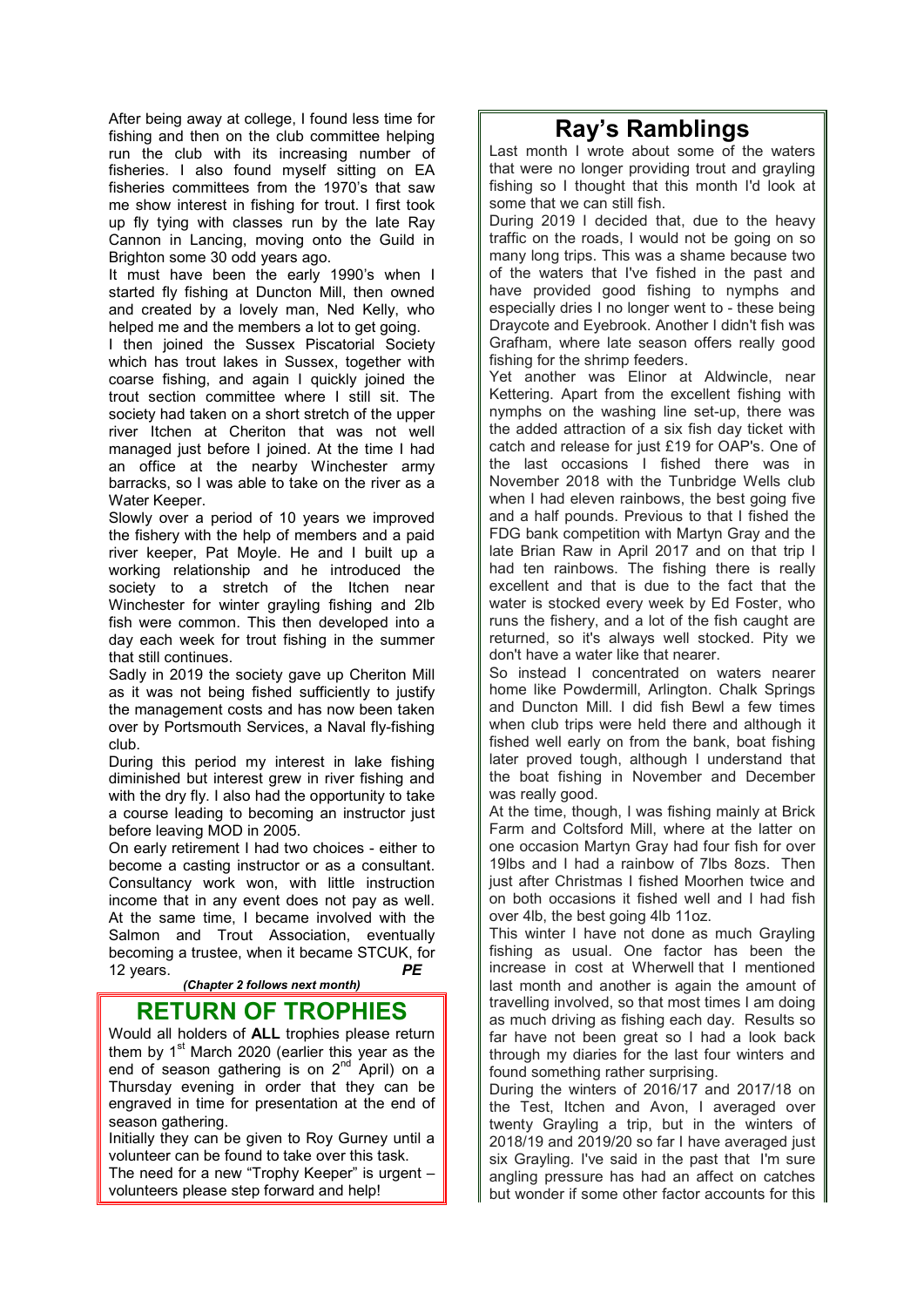After being away at college, I found less time for fishing and then on the club committee helping run the club with its increasing number of fisheries. I also found myself sitting on EA fisheries committees from the 1970's that saw me show interest in fishing for trout. I first took up fly tying with classes run by the late Ray Cannon in Lancing, moving onto the Guild in Brighton some 30 odd years ago.

It must have been the early 1990's when I started fly fishing at Duncton Mill, then owned and created by a lovely man, Ned Kelly, who helped me and the members a lot to get going.

I then joined the Sussex Piscatorial Society which has trout lakes in Sussex, together with coarse fishing, and again I quickly joined the trout section committee where I still sit. The society had taken on a short stretch of the upper river Itchen at Cheriton that was not well managed just before I joined. At the time I had an office at the nearby Winchester army barracks, so I was able to take on the river as a Water Keeper.

Slowly over a period of 10 years we improved the fishery with the help of members and a paid river keeper, Pat Moyle. He and I built up a working relationship and he introduced the society to a stretch of the Itchen near Winchester for winter grayling fishing and 2lb fish were common. This then developed into a day each week for trout fishing in the summer that still continues.

Sadly in 2019 the society gave up Cheriton Mill as it was not being fished sufficiently to justify the management costs and has now been taken over by Portsmouth Services, a Naval fly-fishing club.

During this period my interest in lake fishing diminished but interest grew in river fishing and with the dry fly. I also had the opportunity to take a course leading to becoming an instructor just before leaving MOD in 2005.

On early retirement I had two choices - either to become a casting instructor or as a consultant. Consultancy work won, with little instruction income that in any event does not pay as well. At the same time, I became involved with the Salmon and Trout Association, eventually becoming a trustee, when it became STCUK, for 12 years. ***PE***

*(Chapter 2 follows next month)*

## RETURN OF TROPHIES

Would all holders of **ALL** trophies please return them by 1st March 2020 (earlier this year as the end of season gathering is on 2nd April) on a Thursday evening in order that they can be engraved in time for presentation at the end of season gathering.

Initially they can be given to Roy Gurney until a volunteer can be found to take over this task.

The need for a new "Trophy Keeper" is urgent – volunteers please step forward and help!

## Ray's Ramblings

Last month I wrote about some of the waters that were no longer providing trout and grayling fishing so I thought that this month I'd look at some that we can still fish.

During 2019 I decided that, due to the heavy traffic on the roads, I would not be going on so many long trips. This was a shame because two of the waters that I've fished in the past and have provided good fishing to nymphs and especially dries I no longer went to - these being Draycote and Eyebrook. Another I didn't fish was Grafham, where late season offers really good fishing for the shrimp feeders.

Yet another was Elinor at Aldwincle, near Kettering. Apart from the excellent fishing with nymphs on the washing line set-up, there was the added attraction of a six fish day ticket with catch and release for just £19 for OAP's. One of the last occasions I fished there was in November 2018 with the Tunbridge Wells club when I had eleven rainbows, the best going five and a half pounds. Previous to that I fished the FDG bank competition with Martyn Gray and the late Brian Raw in April 2017 and on that trip I had ten rainbows. The fishing there is really excellent and that is due to the fact that the water is stocked every week by Ed Foster, who runs the fishery, and a lot of the fish caught are returned, so it's always well stocked. Pity we don't have a water like that nearer.

So instead I concentrated on waters nearer home like Powdermill, Arlington. Chalk Springs and Duncton Mill. I did fish Bewl a few times when club trips were held there and although it fished well early on from the bank, boat fishing later proved tough, although I understand that the boat fishing in November and December was really good.

At the time, though, I was fishing mainly at Brick Farm and Coltsford Mill, where at the latter on one occasion Martyn Gray had four fish for over 19lbs and I had a rainbow of 7lbs 8ozs. Then just after Christmas I fished Moorhen twice and on both occasions it fished well and I had fish over 4lb, the best going 4lb 11oz.

This winter I have not done as much Grayling fishing as usual. One factor has been the increase in cost at Wherwell that I mentioned last month and another is again the amount of travelling involved, so that most times I am doing as much driving as fishing each day. Results so far have not been great so I had a look back through my diaries for the last four winters and found something rather surprising.

During the winters of 2016/17 and 2017/18 on the Test, Itchen and Avon, I averaged over twenty Grayling a trip, but in the winters of 2018/19 and 2019/20 so far I have averaged just six Grayling. I've said in the past that I'm sure angling pressure has had an affect on catches but wonder if some other factor accounts for this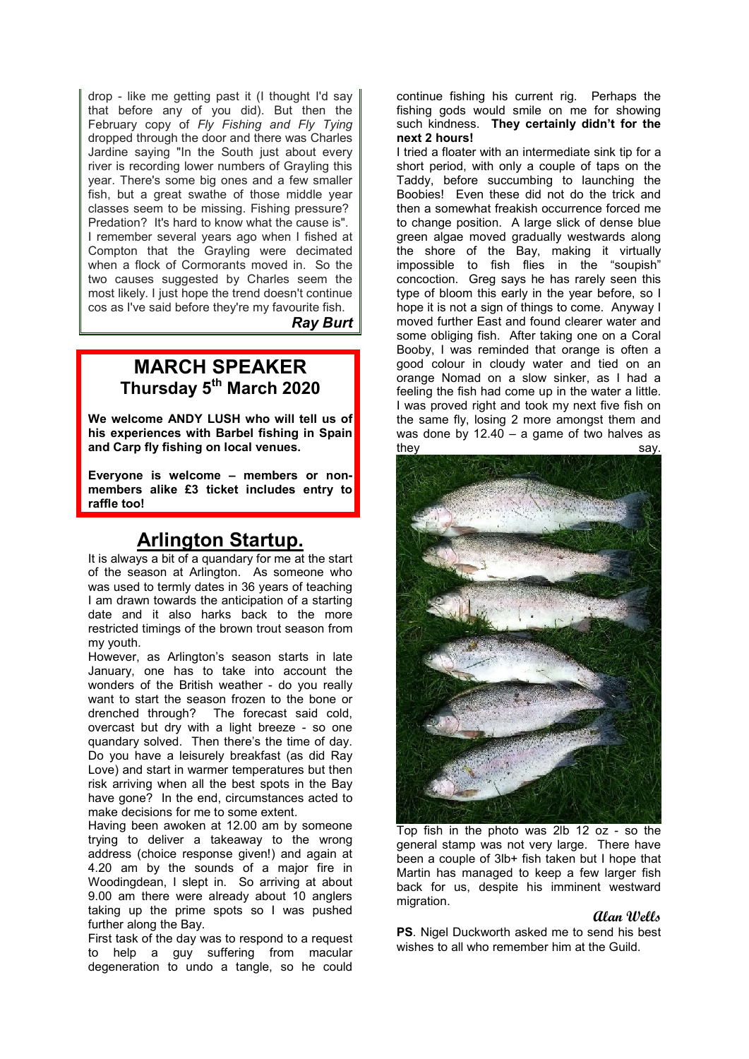drop - like me getting past it (I thought I'd say that before any of you did). But then the February copy of *Fly Fishing and Fly Tying* dropped through the door and there was Charles Jardine saying "In the South just about every river is recording lower numbers of Grayling this year. There's some big ones and a few smaller fish, but a great swathe of those middle year classes seem to be missing. Fishing pressure? Predation? It's hard to know what the cause is". I remember several years ago when I fished at Compton that the Grayling were decimated when a flock of Cormorants moved in. So the two causes suggested by Charles seem the most likely. I just hope the trend doesn't continue cos as I've said before they're my favourite fish.

***Ray Burt***

## MARCH SPEAKER

### Thursday 5th March 2020

**We welcome ANDY LUSH who will tell us of his experiences with Barbel fishing in Spain and Carp fly fishing on local venues.**

**Everyone is welcome – members or non-members alike £3 ticket includes entry to raffle too!**

## Arlington Startup.

It is always a bit of a quandary for me at the start of the season at Arlington. As someone who was used to termly dates in 36 years of teaching I am drawn towards the anticipation of a starting date and it also harks back to the more restricted timings of the brown trout season from my youth.

However, as Arlington's season starts in late January, one has to take into account the wonders of the British weather - do you really want to start the season frozen to the bone or drenched through? The forecast said cold, overcast but dry with a light breeze - so one quandary solved. Then there's the time of day. Do you have a leisurely breakfast (as did Ray Love) and start in warmer temperatures but then risk arriving when all the best spots in the Bay have gone? In the end, circumstances acted to make decisions for me to some extent.

Having been awoken at 12.00 am by someone trying to deliver a takeaway to the wrong address (choice response given!) and again at 4.20 am by the sounds of a major fire in Woodingdean, I slept in. So arriving at about 9.00 am there were already about 10 anglers taking up the prime spots so I was pushed further along the Bay.

First task of the day was to respond to a request to help a guy suffering from macular degeneration to undo a tangle, so he could continue fishing his current rig. Perhaps the fishing gods would smile on me for showing such kindness. **They certainly didn't for the next 2 hours!**

I tried a floater with an intermediate sink tip for a short period, with only a couple of taps on the Taddy, before succumbing to launching the Boobies! Even these did not do the trick and then a somewhat freakish occurrence forced me to change position. A large slick of dense blue green algae moved gradually westwards along the shore of the Bay, making it virtually impossible to fish flies in the "soupish" concoction. Greg says he has rarely seen this type of bloom this early in the year before, so I hope it is not a sign of things to come. Anyway I moved further East and found clearer water and some obliging fish. After taking one on a Coral Booby, I was reminded that orange is often a good colour in cloudy water and tied on an orange Nomad on a slow sinker, as I had a feeling the fish had come up in the water a little. I was proved right and took my next five fish on the same fly, losing 2 more amongst them and was done by 12.40 – a game of two halves as they say.

Top fish in the photo was 2lb 12 oz - so the general stamp was not very large. There have been a couple of 3lb+ fish taken but I hope that Martin has managed to keep a few larger fish back for us, despite his imminent westward migration.

***Alan Wells***

**PS**. Nigel Duckworth asked me to send his best wishes to all who remember him at the Guild.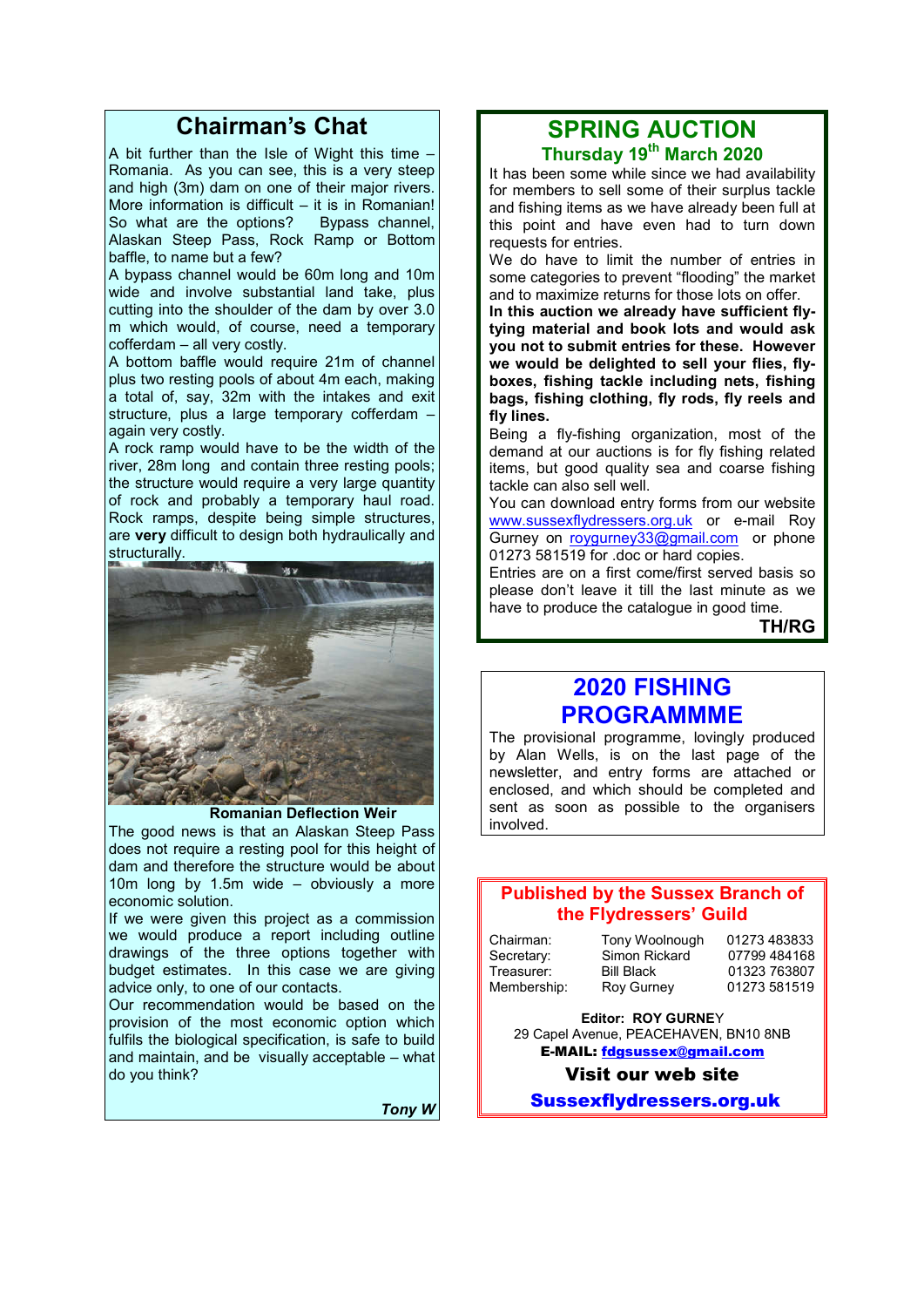## Chairman's Chat

A bit further than the Isle of Wight this time – Romania. As you can see, this is a very steep and high (3m) dam on one of their major rivers. More information is difficult – it is in Romanian! So what are the options? Bypass channel, Alaskan Steep Pass, Rock Ramp or Bottom baffle, to name but a few?

A bypass channel would be 60m long and 10m wide and involve substantial land take, plus cutting into the shoulder of the dam by over 3.0 m which would, of course, need a temporary cofferdam – all very costly.

A bottom baffle would require 21m of channel plus two resting pools of about 4m each, making a total of, say, 32m with the intakes and exit structure, plus a large temporary cofferdam – again very costly.

A rock ramp would have to be the width of the river, 28m long and contain three resting pools; the structure would require a very large quantity of rock and probably a temporary haul road. Rock ramps, despite being simple structures, are **very** difficult to design both hydraulically and structurally.

**Romanian Deflection Weir**

The good news is that an Alaskan Steep Pass does not require a resting pool for this height of dam and therefore the structure would be about 10m long by 1.5m wide – obviously a more economic solution.

If we were given this project as a commission we would produce a report including outline drawings of the three options together with budget estimates. In this case we are giving advice only, to one of our contacts.

Our recommendation would be based on the provision of the most economic option which fulfils the biological specification, is safe to build and maintain, and be visually acceptable – what do you think?

***Tony W***

## SPRING AUCTION

### Thursday 19th March 2020

It has been some while since we had availability for members to sell some of their surplus tackle and fishing items as we have already been full at this point and have even had to turn down requests for entries.

We do have to limit the number of entries in some categories to prevent "flooding" the market and to maximize returns for those lots on offer.

**In this auction we already have sufficient fly-tying material and book lots and would ask you not to submit entries for these. However we would be delighted to sell your flies, fly-boxes, fishing tackle including nets, fishing bags, fishing clothing, fly rods, fly reels and fly lines.**

Being a fly-fishing organization, most of the demand at our auctions is for fly fishing related items, but good quality sea and coarse fishing tackle can also sell well.

You can download entry forms from our website www.sussexflydressers.org.uk or e-mail Roy Gurney on roygurney33@gmail.com or phone 01273 581519 for .doc or hard copies.

Entries are on a first come/first served basis so please don't leave it till the last minute as we have to produce the catalogue in good time.

**TH/RG**

## 2020 FISHING PROGRAMMME

The provisional programme, lovingly produced by Alan Wells, is on the last page of the newsletter, and entry forms are attached or enclosed, and which should be completed and sent as soon as possible to the organisers involved.

## Published by the Sussex Branch of the Flydressers' Guild

| | | |
|---|---|---|
| Chairman: | Tony Woolnough | 01273 483833 |
| Secretary: | Simon Rickard | 07799 484168 |
| Treasurer: | Bill Black | 01323 763807 |
| Membership: | Roy Gurney | 01273 581519 |

**Editor: ROY GURNEY**
29 Capel Avenue, PEACEHAVEN, BN10 8NB
**E-MAIL: fdgsussex@gmail.com**

**Visit our web site**

**Sussexflydressers.org.uk**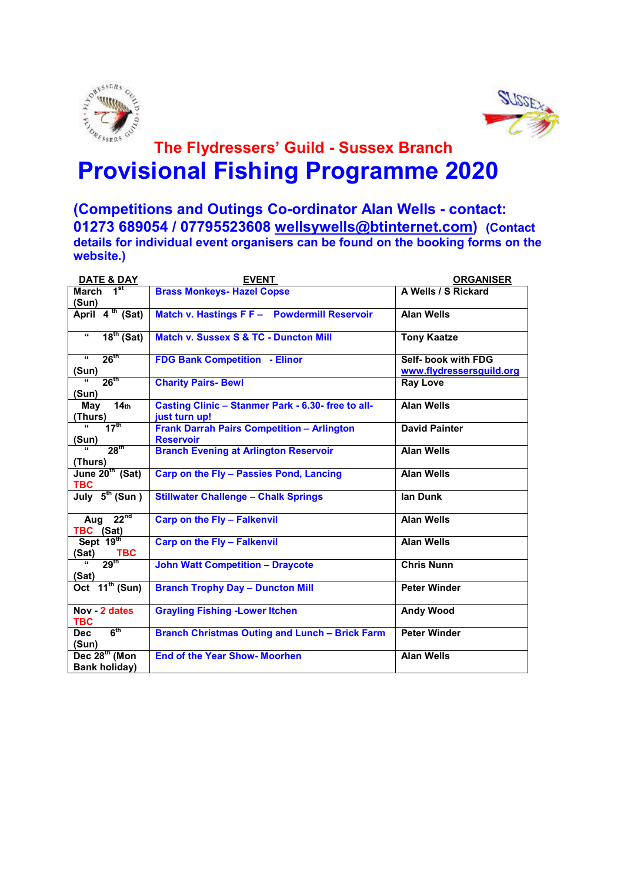## The Flydressers' Guild - Sussex Branch

# Provisional Fishing Programme 2020

**(Competitions and Outings Co-ordinator Alan Wells - contact: 01273 689054 / 07795523608 wellsywells@btinternet.com)** **(Contact details for individual event organisers can be found on the booking forms on the website.)**

| DATE & DAY | EVENT | ORGANISER |
|---|---|---|
| March 1st (Sun) | Brass Monkeys- Hazel Copse | A Wells / S Rickard |
| April 4th (Sat) | Match v. Hastings F F – Powdermill Reservoir | Alan Wells |
| " 18th (Sat) | Match v. Sussex S & TC - Duncton Mill | Tony Kaatze |
| " 26th (Sun) | FDG Bank Competition - Elinor | Self- book with FDG www.flydressersguild.org |
| " 26th (Sun) | Charity Pairs- Bewl | Ray Love |
| May 14th (Thurs) | Casting Clinic – Stanmer Park - 6.30- free to all- just turn up! | Alan Wells |
| " 17th (Sun) | Frank Darrah Pairs Competition – Arlington Reservoir | David Painter |
| " 28th (Thurs) | Branch Evening at Arlington Reservoir | Alan Wells |
| June 20th (Sat) TBC | Carp on the Fly – Passies Pond, Lancing | Alan Wells |
| July 5th (Sun) | Stillwater Challenge – Chalk Springs | Ian Dunk |
| Aug 22nd TBC (Sat) | Carp on the Fly – Falkenvil | Alan Wells |
| Sept 19th (Sat) TBC | Carp on the Fly – Falkenvil | Alan Wells |
| " 29th (Sat) | John Watt Competition – Draycote | Chris Nunn |
| Oct 11th (Sun) | Branch Trophy Day – Duncton Mill | Peter Winder |
| Nov - 2 dates TBC | Grayling Fishing -Lower Itchen | Andy Wood |
| Dec 6th (Sun) | Branch Christmas Outing and Lunch – Brick Farm | Peter Winder |
| Dec 28th (Mon Bank holiday) | End of the Year Show- Moorhen | Alan Wells |